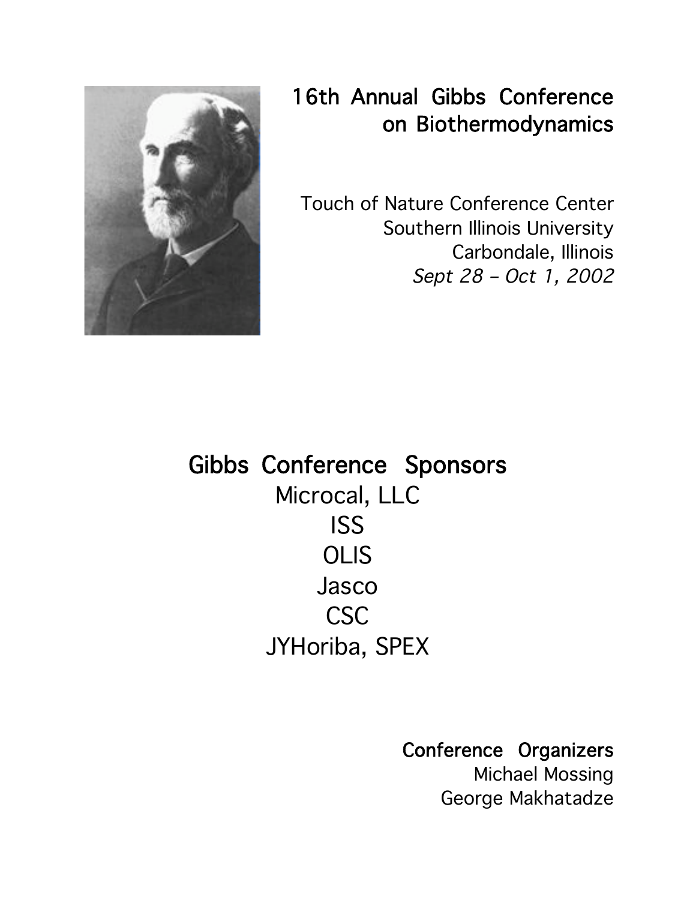# 16th Annual Gibbs Conference on Biothermodynamics

Touch of Nature Conference Center
Southern Illinois University
Carbondale, Illinois
*Sept 28 – Oct 1, 2002*

## Gibbs Conference Sponsors

Microcal, LLC
ISS
OLIS
Jasco
CSC
JYHoriba, SPEX

### Conference Organizers

Michael Mossing
George Makhatadze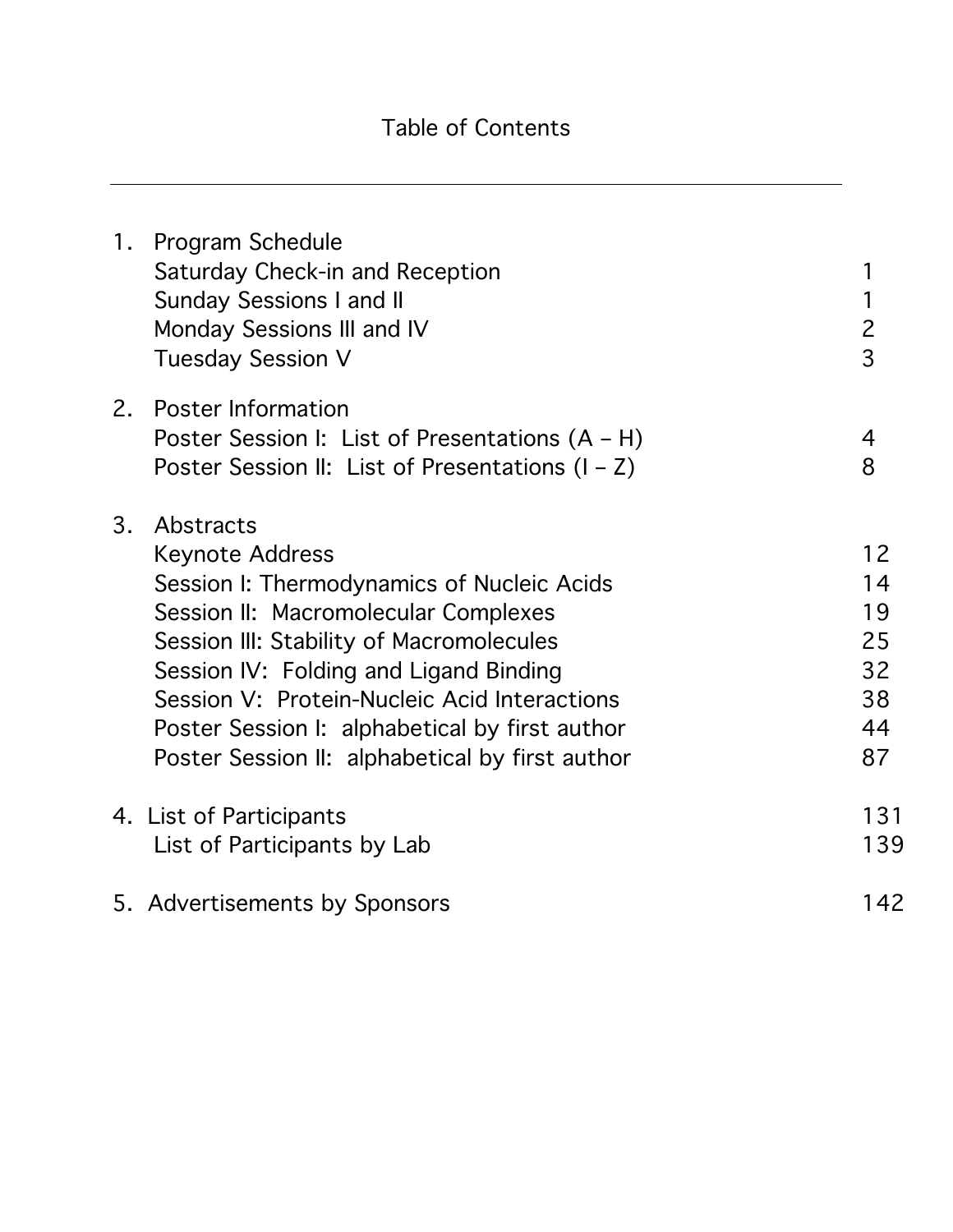# Table of Contents

| | | |
|---|---|---|
| 1. | **Program Schedule** | |
| | Saturday Check-in and Reception | 1 |
| | Sunday Sessions I and II | 1 |
| | Monday Sessions III and IV | 2 |
| | Tuesday Session V | 3 |
| 2. | **Poster Information** | |
| | Poster Session I: List of Presentations (A – H) | 4 |
| | Poster Session II: List of Presentations (I – Z) | 8 |
| 3. | **Abstracts** | |
| | Keynote Address | 12 |
| | Session I: Thermodynamics of Nucleic Acids | 14 |
| | Session II: Macromolecular Complexes | 19 |
| | Session III: Stability of Macromolecules | 25 |
| | Session IV: Folding and Ligand Binding | 32 |
| | Session V: Protein-Nucleic Acid Interactions | 38 |
| | Poster Session I: alphabetical by first author | 44 |
| | Poster Session II: alphabetical by first author | 87 |
| 4. | **List of Participants** | 131 |
| | List of Participants by Lab | 139 |
| 5. | **Advertisements by Sponsors** | 142 |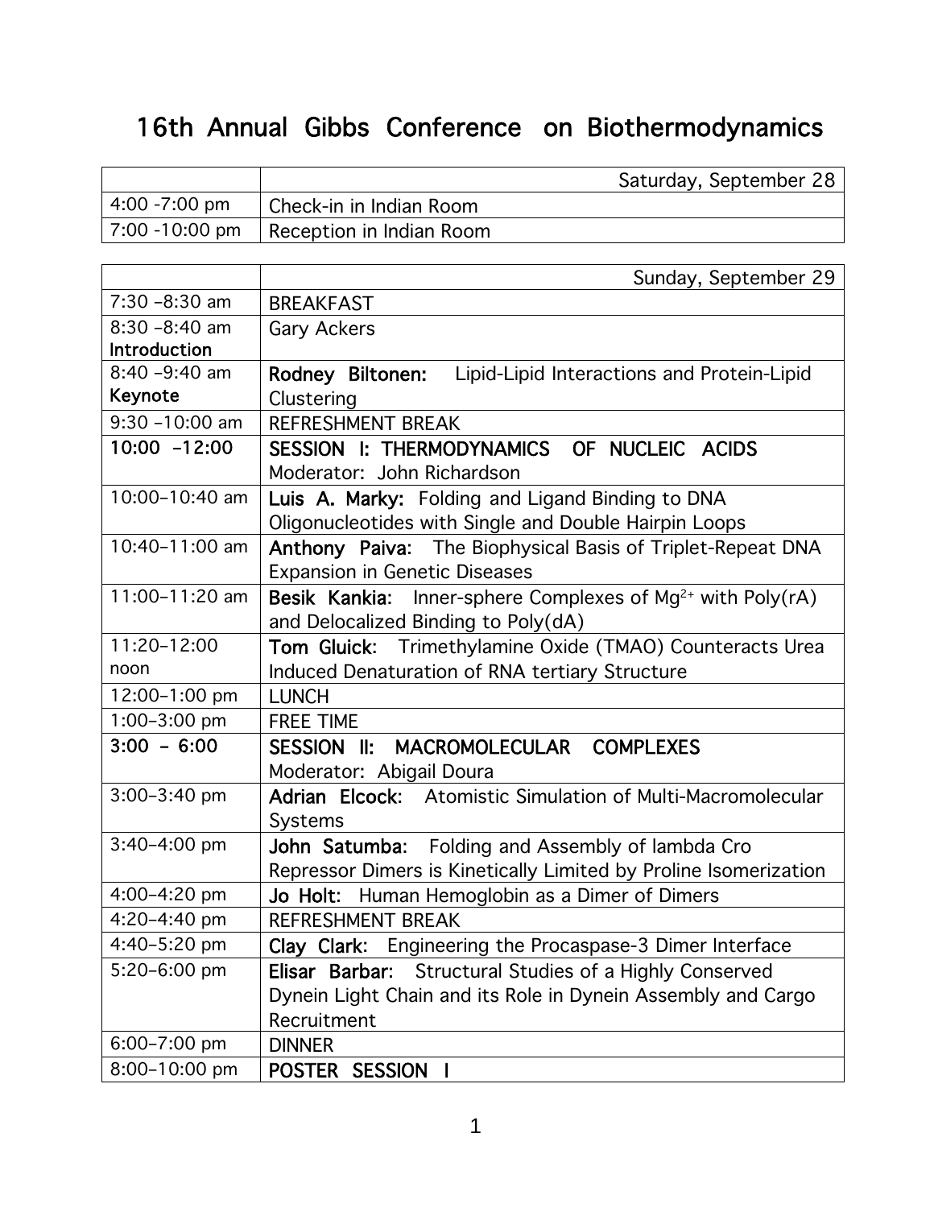# 16th Annual Gibbs Conference on Biothermodynamics

| | Saturday, September 28 |
|---|---|
| 4:00 -7:00 pm | Check-in in Indian Room |
| 7:00 -10:00 pm | Reception in Indian Room |

| | Sunday, September 29 |
|---|---|
| 7:30 –8:30 am | BREAKFAST |
| 8:30 –8:40 am **Introduction** | Gary Ackers |
| 8:40 –9:40 am **Keynote** | **Rodney Biltonen:** Lipid-Lipid Interactions and Protein-Lipid Clustering |
| 9:30 –10:00 am | REFRESHMENT BREAK |
| **10:00 –12:00** | **SESSION I: THERMODYNAMICS OF NUCLEIC ACIDS** Moderator: John Richardson |
| 10:00–10:40 am | **Luis A. Marky:** Folding and Ligand Binding to DNA Oligonucleotides with Single and Double Hairpin Loops |
| 10:40–11:00 am | **Anthony Paiva:** The Biophysical Basis of Triplet-Repeat DNA Expansion in Genetic Diseases |
| 11:00–11:20 am | **Besik Kankia:** Inner-sphere Complexes of $Mg^{2+}$ with Poly(rA) and Delocalized Binding to Poly(dA) |
| 11:20–12:00 noon | **Tom Gluick:** Trimethylamine Oxide (TMAO) Counteracts Urea Induced Denaturation of RNA tertiary Structure |
| 12:00–1:00 pm | LUNCH |
| 1:00–3:00 pm | FREE TIME |
| **3:00 – 6:00** | **SESSION II: MACROMOLECULAR COMPLEXES** Moderator: Abigail Doura |
| 3:00–3:40 pm | **Adrian Elcock:** Atomistic Simulation of Multi-Macromolecular Systems |
| 3:40–4:00 pm | **John Satumba:** Folding and Assembly of lambda Cro Repressor Dimers is Kinetically Limited by Proline Isomerization |
| 4:00–4:20 pm | **Jo Holt:** Human Hemoglobin as a Dimer of Dimers |
| 4:20–4:40 pm | REFRESHMENT BREAK |
| 4:40–5:20 pm | **Clay Clark:** Engineering the Procaspase-3 Dimer Interface |
| 5:20–6:00 pm | **Elisar Barbar:** Structural Studies of a Highly Conserved Dynein Light Chain and its Role in Dynein Assembly and Cargo Recruitment |
| 6:00–7:00 pm | DINNER |
| 8:00–10:00 pm | **POSTER SESSION I** |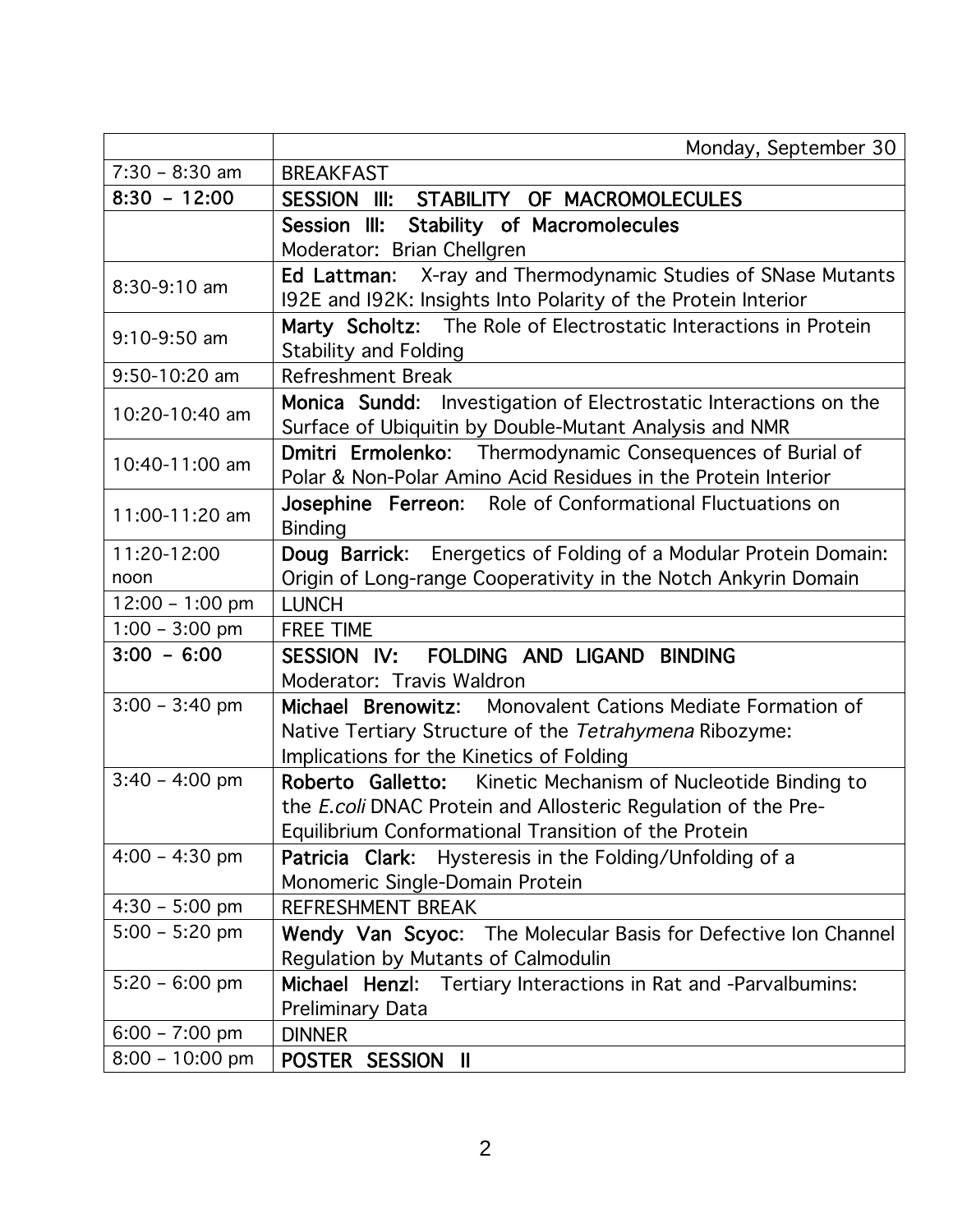| | Monday, September 30 |
|---|---|
| 7:30 – 8:30 am | BREAKFAST |
| **8:30 – 12:00** | **SESSION III: STABILITY OF MACROMOLECULES** |
| | **Session III: Stability of Macromolecules**<br>Moderator: Brian Chellgren |
| 8:30-9:10 am | **Ed Lattman**: X-ray and Thermodynamic Studies of SNase Mutants I92E and I92K: Insights Into Polarity of the Protein Interior |
| 9:10-9:50 am | **Marty Scholtz**: The Role of Electrostatic Interactions in Protein Stability and Folding |
| 9:50-10:20 am | Refreshment Break |
| 10:20-10:40 am | **Monica Sundd**: Investigation of Electrostatic Interactions on the Surface of Ubiquitin by Double-Mutant Analysis and NMR |
| 10:40-11:00 am | **Dmitri Ermolenko**: Thermodynamic Consequences of Burial of Polar & Non-Polar Amino Acid Residues in the Protein Interior |
| 11:00-11:20 am | **Josephine Ferreon**: Role of Conformational Fluctuations on Binding |
| 11:20-12:00 noon | **Doug Barrick**: Energetics of Folding of a Modular Protein Domain: Origin of Long-range Cooperativity in the Notch Ankyrin Domain |
| 12:00 – 1:00 pm | LUNCH |
| 1:00 – 3:00 pm | FREE TIME |
| **3:00 – 6:00** | **SESSION IV: FOLDING AND LIGAND BINDING**<br>Moderator: Travis Waldron |
| 3:00 – 3:40 pm | **Michael Brenowitz**: Monovalent Cations Mediate Formation of Native Tertiary Structure of the *Tetrahymena* Ribozyme: Implications for the Kinetics of Folding |
| 3:40 – 4:00 pm | **Roberto Galletto:** Kinetic Mechanism of Nucleotide Binding to the *E.coli* DNAC Protein and Allosteric Regulation of the Pre-Equilibrium Conformational Transition of the Protein |
| 4:00 – 4:30 pm | **Patricia Clark**: Hysteresis in the Folding/Unfolding of a Monomeric Single-Domain Protein |
| 4:30 – 5:00 pm | REFRESHMENT BREAK |
| 5:00 – 5:20 pm | **Wendy Van Scyoc**: The Molecular Basis for Defective Ion Channel Regulation by Mutants of Calmodulin |
| 5:20 – 6:00 pm | **Michael Henzl**: Tertiary Interactions in Rat and -Parvalbumins: Preliminary Data |
| 6:00 – 7:00 pm | DINNER |
| 8:00 – 10:00 pm | **POSTER SESSION II** |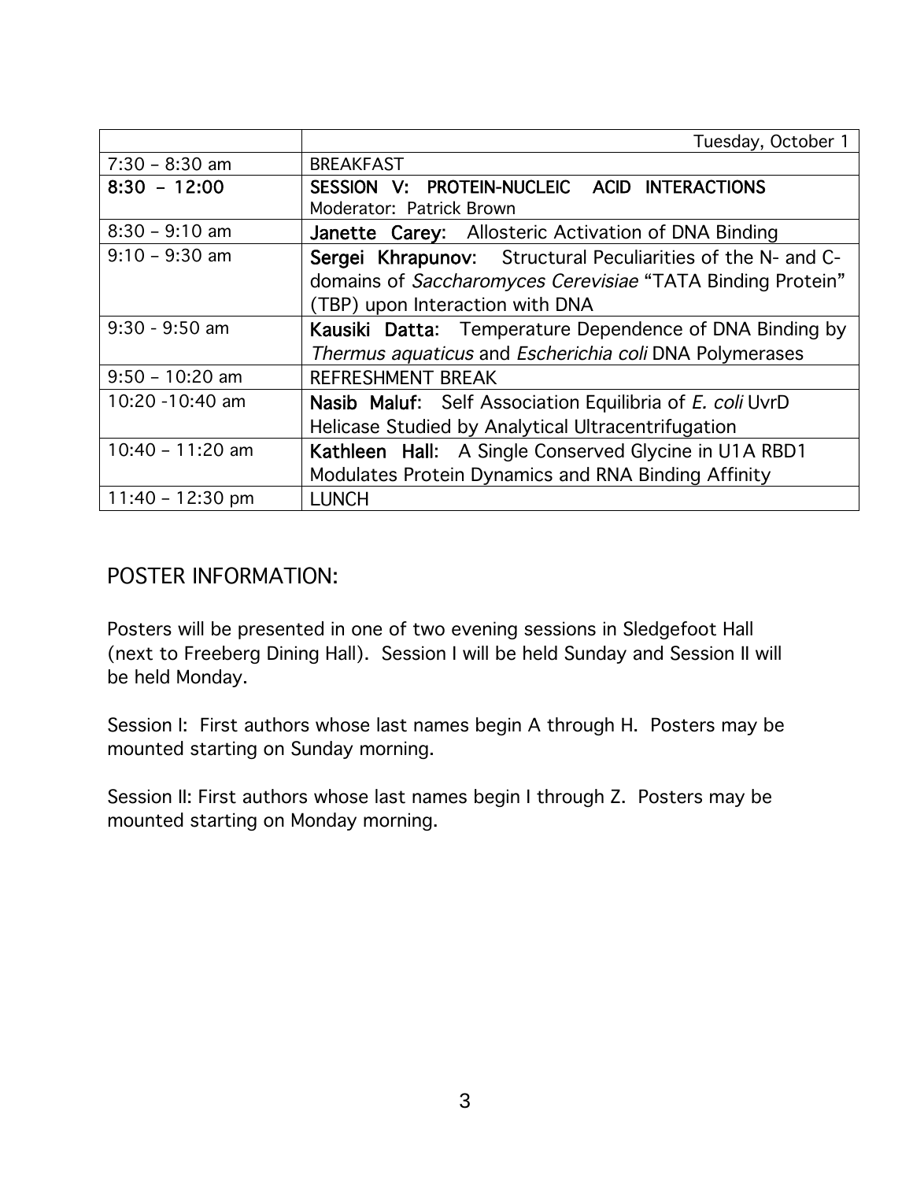| | Tuesday, October 1 |
|---|---|
| 7:30 – 8:30 am | BREAKFAST |
| **8:30 – 12:00** | **SESSION V: PROTEIN-NUCLEIC ACID INTERACTIONS** Moderator: Patrick Brown |
| 8:30 – 9:10 am | **Janette Carey**: Allosteric Activation of DNA Binding |
| 9:10 – 9:30 am | **Sergei Khrapunov**: Structural Peculiarities of the N- and C-domains of *Saccharomyces Cerevisiae* "TATA Binding Protein" (TBP) upon Interaction with DNA |
| 9:30 - 9:50 am | **Kausiki Datta**: Temperature Dependence of DNA Binding by *Thermus aquaticus* and *Escherichia coli* DNA Polymerases |
| 9:50 – 10:20 am | REFRESHMENT BREAK |
| 10:20 -10:40 am | **Nasib Maluf**: Self Association Equilibria of *E. coli* UvrD Helicase Studied by Analytical Ultracentrifugation |
| 10:40 – 11:20 am | **Kathleen Hall**: A Single Conserved Glycine in U1A RBD1 Modulates Protein Dynamics and RNA Binding Affinity |
| 11:40 – 12:30 pm | LUNCH |

## POSTER INFORMATION:

Posters will be presented in one of two evening sessions in Sledgefoot Hall (next to Freeberg Dining Hall). Session I will be held Sunday and Session II will be held Monday.

Session I: First authors whose last names begin A through H. Posters may be mounted starting on Sunday morning.

Session II: First authors whose last names begin I through Z. Posters may be mounted starting on Monday morning.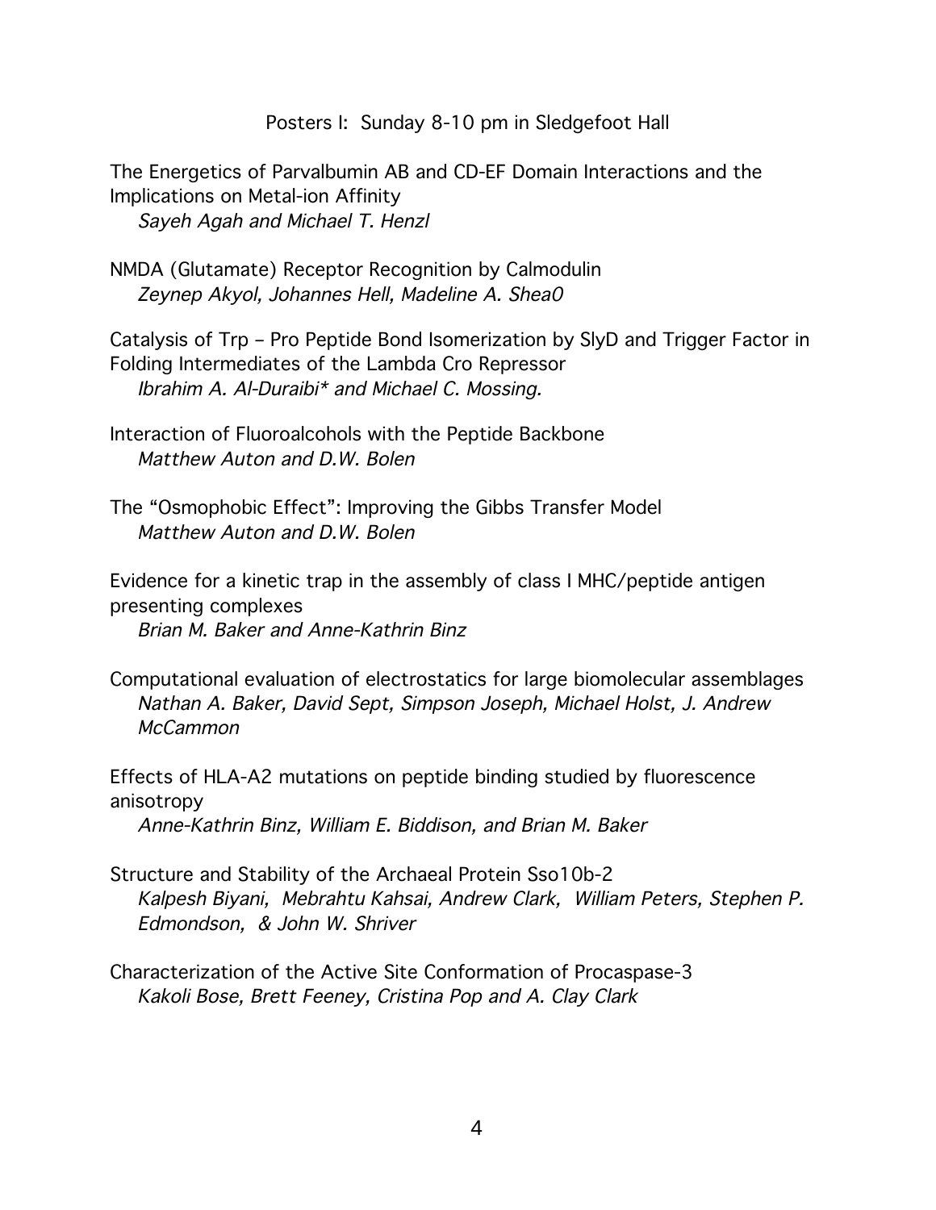Posters I: Sunday 8-10 pm in Sledgefoot Hall

The Energetics of Parvalbumin AB and CD-EF Domain Interactions and the Implications on Metal-ion Affinity
*Sayeh Agah and Michael T. Henzl*

NMDA (Glutamate) Receptor Recognition by Calmodulin
*Zeynep Akyol, Johannes Hell, Madeline A. Shea0*

Catalysis of Trp – Pro Peptide Bond Isomerization by SlyD and Trigger Factor in Folding Intermediates of the Lambda Cro Repressor
*Ibrahim A. Al-Duraibi* and Michael C. Mossing.*

Interaction of Fluoroalcohols with the Peptide Backbone
*Matthew Auton and D.W. Bolen*

The "Osmophobic Effect": Improving the Gibbs Transfer Model
*Matthew Auton and D.W. Bolen*

Evidence for a kinetic trap in the assembly of class I MHC/peptide antigen presenting complexes
*Brian M. Baker and Anne-Kathrin Binz*

Computational evaluation of electrostatics for large biomolecular assemblages
*Nathan A. Baker, David Sept, Simpson Joseph, Michael Holst, J. Andrew McCammon*

Effects of HLA-A2 mutations on peptide binding studied by fluorescence anisotropy
*Anne-Kathrin Binz, William E. Biddison, and Brian M. Baker*

Structure and Stability of the Archaeal Protein Sso10b-2
*Kalpesh Biyani, Mebrahtu Kahsai, Andrew Clark, William Peters, Stephen P. Edmondson, & John W. Shriver*

Characterization of the Active Site Conformation of Procaspase-3
*Kakoli Bose, Brett Feeney, Cristina Pop and A. Clay Clark*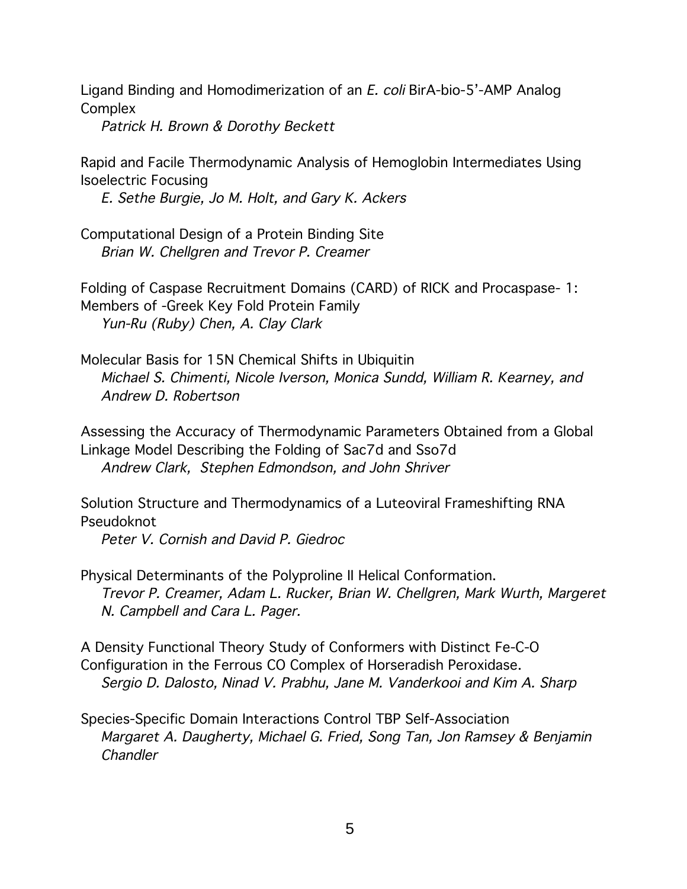Ligand Binding and Homodimerization of an *E. coli* BirA-bio-5'-AMP Analog Complex
*Patrick H. Brown & Dorothy Beckett*

Rapid and Facile Thermodynamic Analysis of Hemoglobin Intermediates Using Isoelectric Focusing
*E. Sethe Burgie, Jo M. Holt, and Gary K. Ackers*

Computational Design of a Protein Binding Site
*Brian W. Chellgren and Trevor P. Creamer*

Folding of Caspase Recruitment Domains (CARD) of RICK and Procaspase- 1: Members of -Greek Key Fold Protein Family
*Yun-Ru (Ruby) Chen, A. Clay Clark*

Molecular Basis for 15N Chemical Shifts in Ubiquitin
*Michael S. Chimenti, Nicole Iverson, Monica Sundd, William R. Kearney, and Andrew D. Robertson*

Assessing the Accuracy of Thermodynamic Parameters Obtained from a Global Linkage Model Describing the Folding of Sac7d and Sso7d
*Andrew Clark, Stephen Edmondson, and John Shriver*

Solution Structure and Thermodynamics of a Luteoviral Frameshifting RNA Pseudoknot
*Peter V. Cornish and David P. Giedroc*

Physical Determinants of the Polyproline II Helical Conformation.
*Trevor P. Creamer, Adam L. Rucker, Brian W. Chellgren, Mark Wurth, Margeret N. Campbell and Cara L. Pager.*

A Density Functional Theory Study of Conformers with Distinct Fe-C-O Configuration in the Ferrous CO Complex of Horseradish Peroxidase.
*Sergio D. Dalosto, Ninad V. Prabhu, Jane M. Vanderkooi and Kim A. Sharp*

Species-Specific Domain Interactions Control TBP Self-Association
*Margaret A. Daugherty, Michael G. Fried, Song Tan, Jon Ramsey & Benjamin Chandler*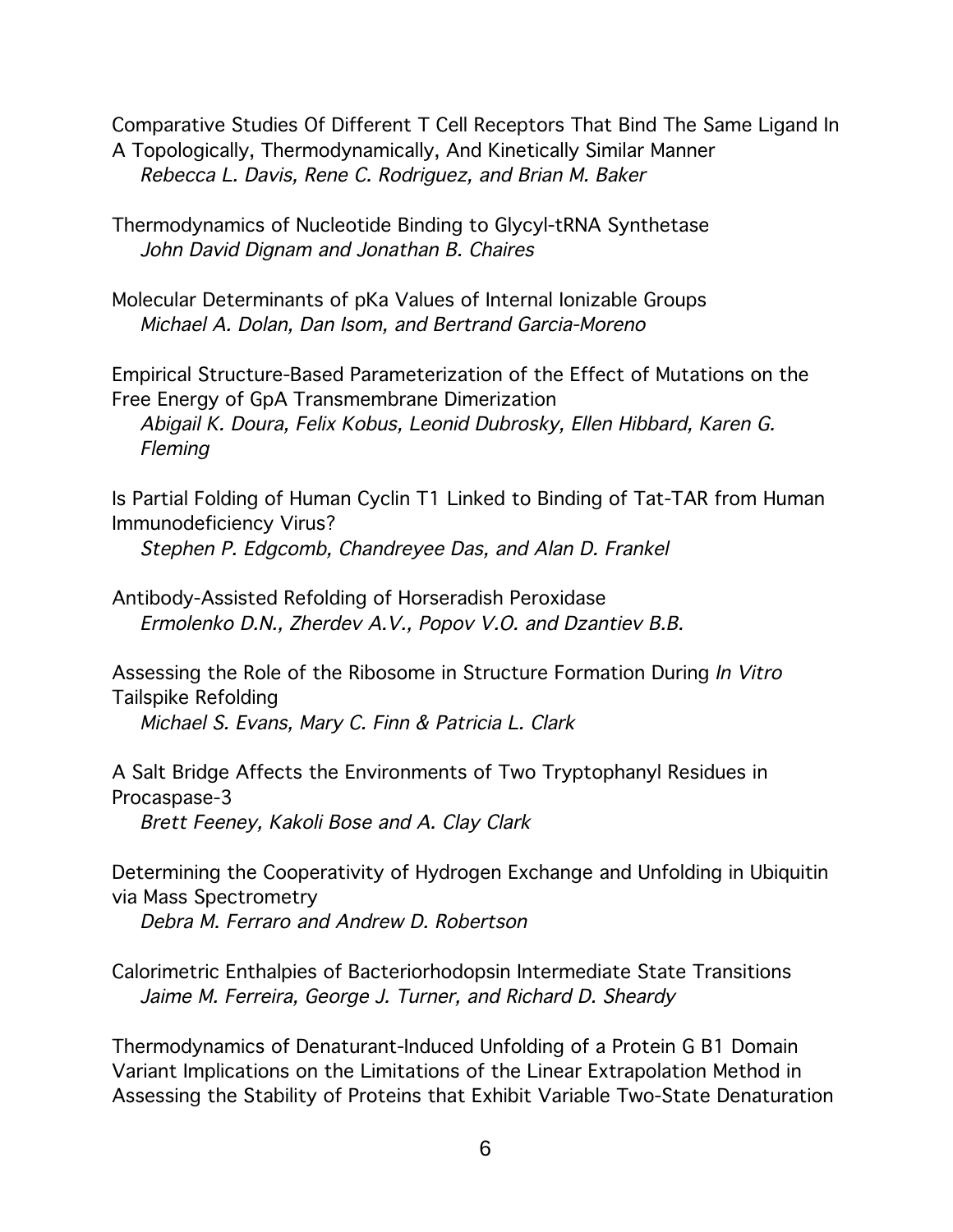Comparative Studies Of Different T Cell Receptors That Bind The Same Ligand In A Topologically, Thermodynamically, And Kinetically Similar Manner
*Rebecca L. Davis, Rene C. Rodriguez, and Brian M. Baker*

Thermodynamics of Nucleotide Binding to Glycyl-tRNA Synthetase
*John David Dignam and Jonathan B. Chaires*

Molecular Determinants of pKa Values of Internal Ionizable Groups
*Michael A. Dolan, Dan Isom, and Bertrand Garcia-Moreno*

Empirical Structure-Based Parameterization of the Effect of Mutations on the Free Energy of GpA Transmembrane Dimerization
*Abigail K. Doura, Felix Kobus, Leonid Dubrosky, Ellen Hibbard, Karen G. Fleming*

Is Partial Folding of Human Cyclin T1 Linked to Binding of Tat-TAR from Human Immunodeficiency Virus?
*Stephen P. Edgcomb, Chandreyee Das, and Alan D. Frankel*

Antibody-Assisted Refolding of Horseradish Peroxidase
*Ermolenko D.N., Zherdev A.V., Popov V.O. and Dzantiev B.B.*

Assessing the Role of the Ribosome in Structure Formation During *In Vitro* Tailspike Refolding
*Michael S. Evans, Mary C. Finn & Patricia L. Clark*

A Salt Bridge Affects the Environments of Two Tryptophanyl Residues in Procaspase-3
*Brett Feeney, Kakoli Bose and A. Clay Clark*

Determining the Cooperativity of Hydrogen Exchange and Unfolding in Ubiquitin via Mass Spectrometry
*Debra M. Ferraro and Andrew D. Robertson*

Calorimetric Enthalpies of Bacteriorhodopsin Intermediate State Transitions
*Jaime M. Ferreira, George J. Turner, and Richard D. Sheardy*

Thermodynamics of Denaturant-Induced Unfolding of a Protein G B1 Domain Variant Implications on the Limitations of the Linear Extrapolation Method in Assessing the Stability of Proteins that Exhibit Variable Two-State Denaturation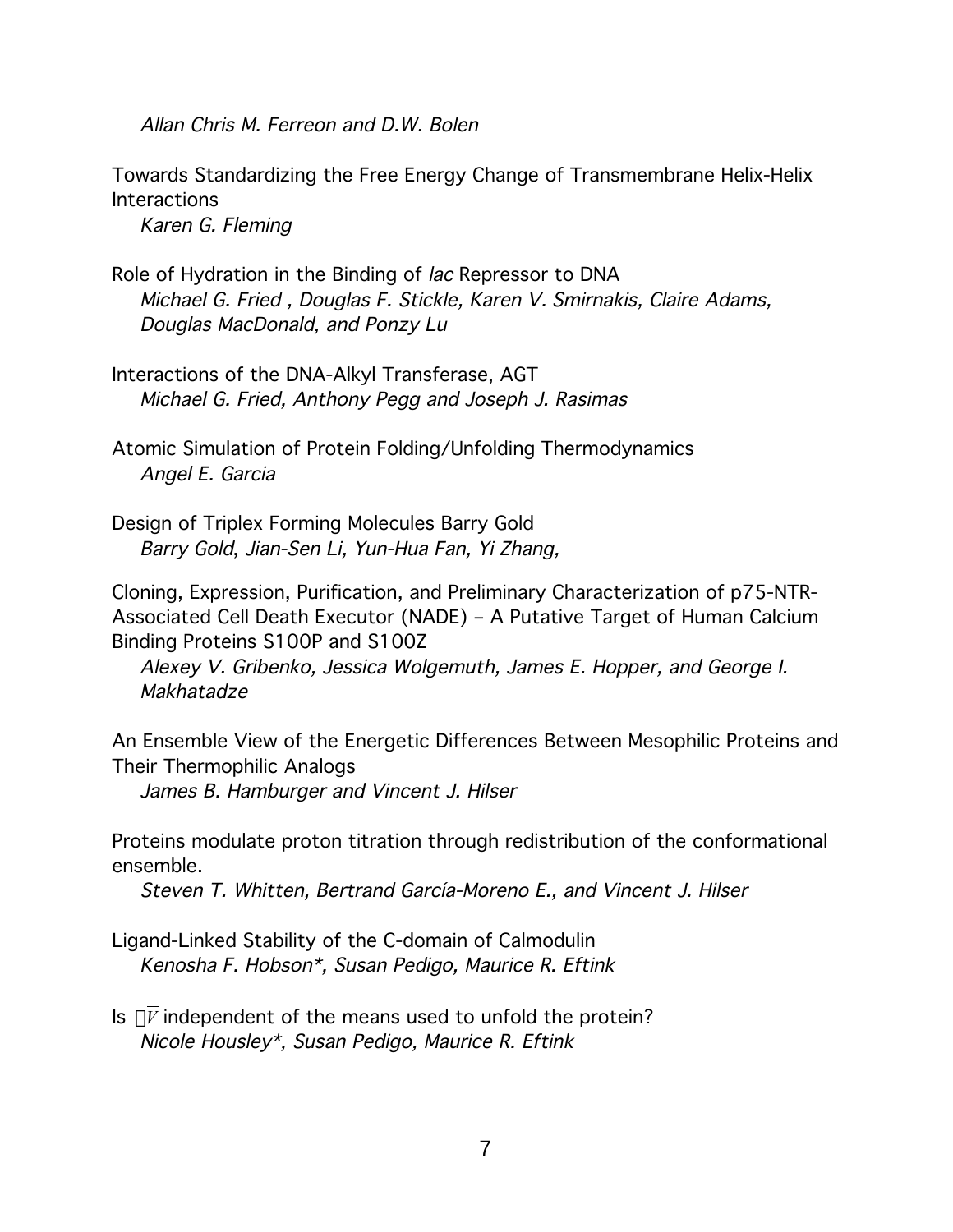*Allan Chris M. Ferreon and D.W. Bolen*

Towards Standardizing the Free Energy Change of Transmembrane Helix-Helix Interactions
*Karen G. Fleming*

Role of Hydration in the Binding of *lac* Repressor to DNA
*Michael G. Fried , Douglas F. Stickle, Karen V. Smirnakis, Claire Adams, Douglas MacDonald, and Ponzy Lu*

Interactions of the DNA-Alkyl Transferase, AGT
*Michael G. Fried, Anthony Pegg and Joseph J. Rasimas*

Atomic Simulation of Protein Folding/Unfolding Thermodynamics
*Angel E. Garcia*

Design of Triplex Forming Molecules Barry Gold
*Barry Gold, Jian-Sen Li, Yun-Hua Fan, Yi Zhang,*

Cloning, Expression, Purification, and Preliminary Characterization of p75-NTR-Associated Cell Death Executor (NADE) – A Putative Target of Human Calcium Binding Proteins S100P and S100Z
*Alexey V. Gribenko, Jessica Wolgemuth, James E. Hopper, and George I. Makhatadze*

An Ensemble View of the Energetic Differences Between Mesophilic Proteins and Their Thermophilic Analogs
*James B. Hamburger and Vincent J. Hilser*

Proteins modulate proton titration through redistribution of the conformational ensemble.
*Steven T. Whitten, Bertrand García-Moreno E., and Vincent J. Hilser*

Ligand-Linked Stability of the C-domain of Calmodulin
*Kenosha F. Hobson*, Susan Pedigo, Maurice R. Eftink*

Is $\Delta\overline{V}$ independent of the means used to unfold the protein?
*Nicole Housley*, Susan Pedigo, Maurice R. Eftink*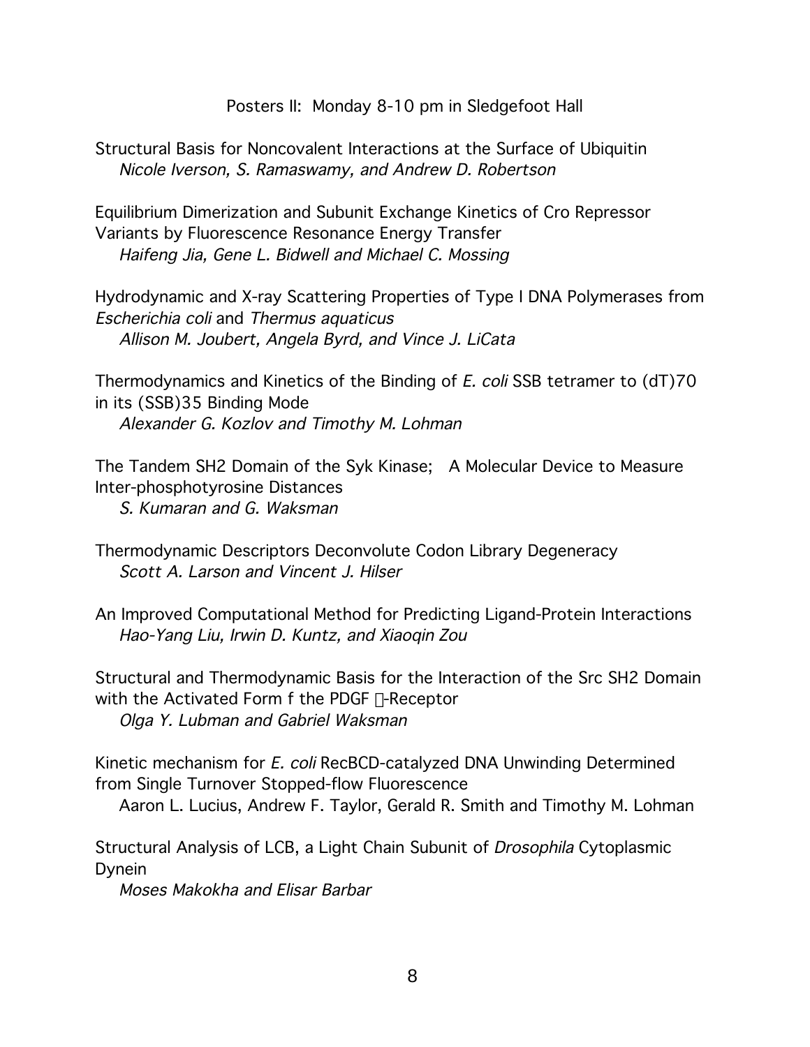Posters II: Monday 8-10 pm in Sledgefoot Hall

Structural Basis for Noncovalent Interactions at the Surface of Ubiquitin
*Nicole Iverson, S. Ramaswamy, and Andrew D. Robertson*

Equilibrium Dimerization and Subunit Exchange Kinetics of Cro Repressor Variants by Fluorescence Resonance Energy Transfer
*Haifeng Jia, Gene L. Bidwell and Michael C. Mossing*

Hydrodynamic and X-ray Scattering Properties of Type I DNA Polymerases from *Escherichia coli* and *Thermus aquaticus*
*Allison M. Joubert, Angela Byrd, and Vince J. LiCata*

Thermodynamics and Kinetics of the Binding of *E. coli* SSB tetramer to (dT)70 in its (SSB)35 Binding Mode
*Alexander G. Kozlov and Timothy M. Lohman*

The Tandem SH2 Domain of the Syk Kinase; A Molecular Device to Measure Inter-phosphotyrosine Distances
*S. Kumaran and G. Waksman*

Thermodynamic Descriptors Deconvolute Codon Library Degeneracy
*Scott A. Larson and Vincent J. Hilser*

An Improved Computational Method for Predicting Ligand-Protein Interactions
*Hao-Yang Liu, Irwin D. Kuntz, and Xiaoqin Zou*

Structural and Thermodynamic Basis for the Interaction of the Src SH2 Domain with the Activated Form f the PDGF β-Receptor
*Olga Y. Lubman and Gabriel Waksman*

Kinetic mechanism for *E. coli* RecBCD-catalyzed DNA Unwinding Determined from Single Turnover Stopped-flow Fluorescence
Aaron L. Lucius, Andrew F. Taylor, Gerald R. Smith and Timothy M. Lohman

Structural Analysis of LCB, a Light Chain Subunit of *Drosophila* Cytoplasmic Dynein
*Moses Makokha and Elisar Barbar*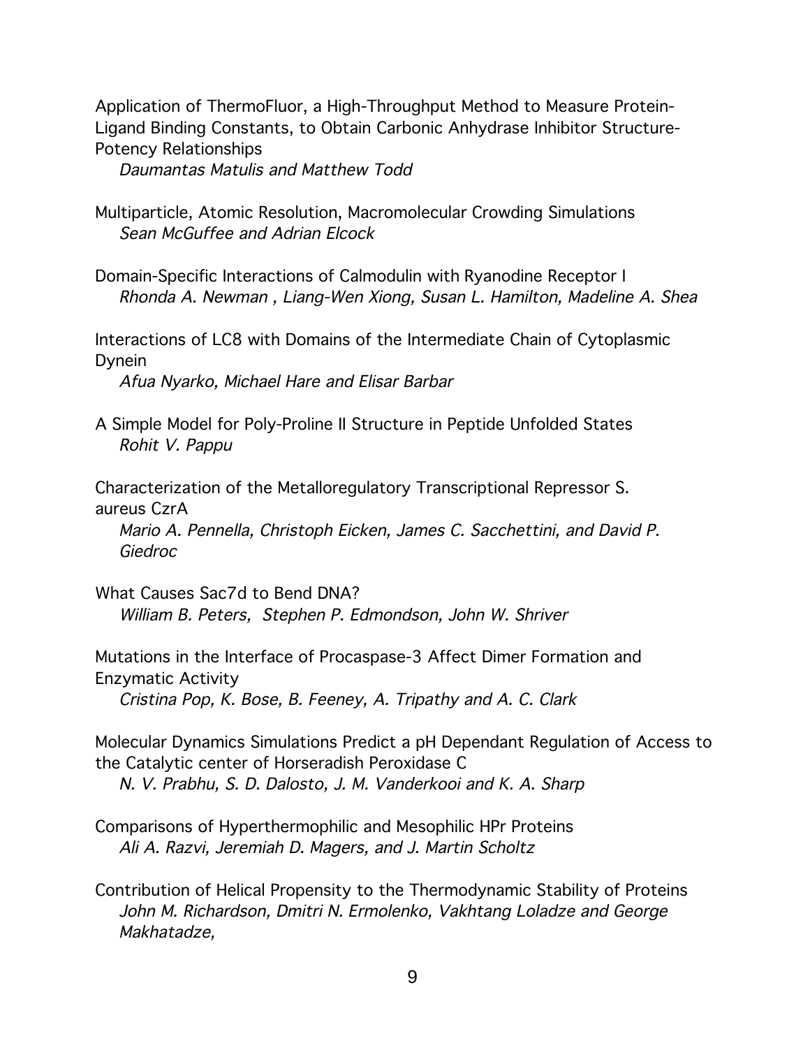Application of ThermoFluor, a High-Throughput Method to Measure Protein-Ligand Binding Constants, to Obtain Carbonic Anhydrase Inhibitor Structure-Potency Relationships
*Daumantas Matulis and Matthew Todd*

Multiparticle, Atomic Resolution, Macromolecular Crowding Simulations
*Sean McGuffee and Adrian Elcock*

Domain-Specific Interactions of Calmodulin with Ryanodine Receptor I
*Rhonda A. Newman , Liang-Wen Xiong, Susan L. Hamilton, Madeline A. Shea*

Interactions of LC8 with Domains of the Intermediate Chain of Cytoplasmic Dynein
*Afua Nyarko, Michael Hare and Elisar Barbar*

A Simple Model for Poly-Proline II Structure in Peptide Unfolded States
*Rohit V. Pappu*

Characterization of the Metalloregulatory Transcriptional Repressor S. aureus CzrA
*Mario A. Pennella, Christoph Eicken, James C. Sacchettini, and David P. Giedroc*

What Causes Sac7d to Bend DNA?
*William B. Peters, Stephen P. Edmondson, John W. Shriver*

Mutations in the Interface of Procaspase-3 Affect Dimer Formation and Enzymatic Activity
*Cristina Pop, K. Bose, B. Feeney, A. Tripathy and A. C. Clark*

Molecular Dynamics Simulations Predict a pH Dependant Regulation of Access to the Catalytic center of Horseradish Peroxidase C
*N. V. Prabhu, S. D. Dalosto, J. M. Vanderkooi and K. A. Sharp*

Comparisons of Hyperthermophilic and Mesophilic HPr Proteins
*Ali A. Razvi, Jeremiah D. Magers, and J. Martin Scholtz*

Contribution of Helical Propensity to the Thermodynamic Stability of Proteins
*John M. Richardson, Dmitri N. Ermolenko, Vakhtang Loladze and George Makhatadze,*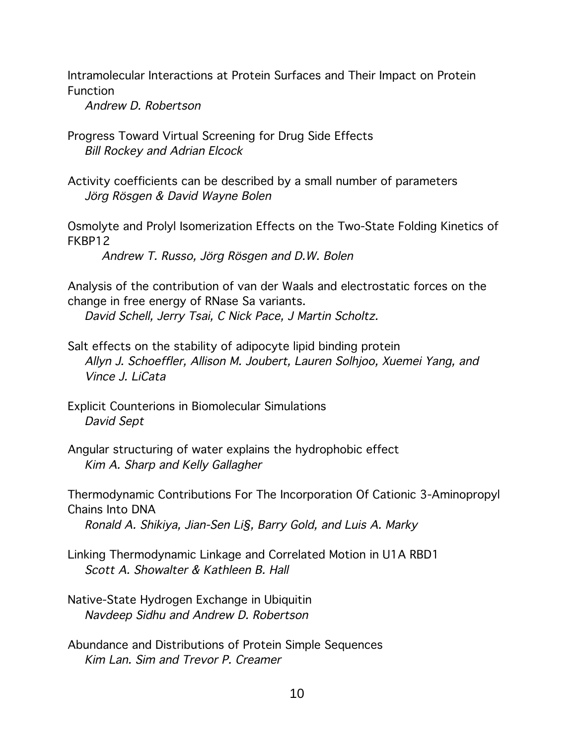Intramolecular Interactions at Protein Surfaces and Their Impact on Protein Function
*Andrew D. Robertson*

Progress Toward Virtual Screening for Drug Side Effects
*Bill Rockey and Adrian Elcock*

Activity coefficients can be described by a small number of parameters
*Jörg Rösgen & David Wayne Bolen*

Osmolyte and Prolyl Isomerization Effects on the Two-State Folding Kinetics of FKBP12
*Andrew T. Russo, Jörg Rösgen and D.W. Bolen*

Analysis of the contribution of van der Waals and electrostatic forces on the change in free energy of RNase Sa variants.
*David Schell, Jerry Tsai, C Nick Pace, J Martin Scholtz.*

Salt effects on the stability of adipocyte lipid binding protein
*Allyn J. Schoeffler, Allison M. Joubert, Lauren Solhjoo, Xuemei Yang, and Vince J. LiCata*

Explicit Counterions in Biomolecular Simulations
*David Sept*

Angular structuring of water explains the hydrophobic effect
*Kim A. Sharp and Kelly Gallagher*

Thermodynamic Contributions For The Incorporation Of Cationic 3-Aminopropyl Chains Into DNA
*Ronald A. Shikiya, Jian-Sen Li§, Barry Gold, and Luis A. Marky*

Linking Thermodynamic Linkage and Correlated Motion in U1A RBD1
*Scott A. Showalter & Kathleen B. Hall*

Native-State Hydrogen Exchange in Ubiquitin
*Navdeep Sidhu and Andrew D. Robertson*

Abundance and Distributions of Protein Simple Sequences
*Kim Lan. Sim and Trevor P. Creamer*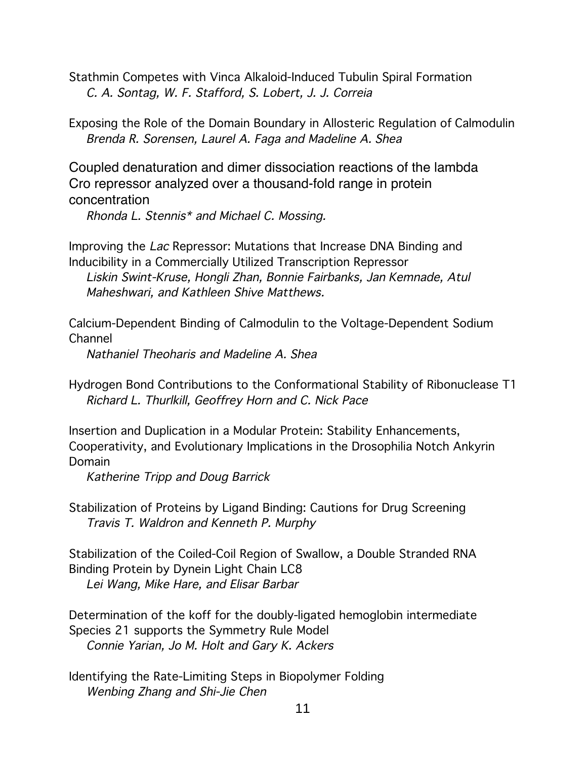Stathmin Competes with Vinca Alkaloid-Induced Tubulin Spiral Formation
*C. A. Sontag, W. F. Stafford, S. Lobert, J. J. Correia*

Exposing the Role of the Domain Boundary in Allosteric Regulation of Calmodulin
*Brenda R. Sorensen, Laurel A. Faga and Madeline A. Shea*

Coupled denaturation and dimer dissociation reactions of the lambda Cro repressor analyzed over a thousand-fold range in protein concentration
*Rhonda L. Stennis* and Michael C. Mossing.*

Improving the *Lac* Repressor: Mutations that Increase DNA Binding and Inducibility in a Commercially Utilized Transcription Repressor
*Liskin Swint-Kruse, Hongli Zhan, Bonnie Fairbanks, Jan Kemnade, Atul Maheshwari, and Kathleen Shive Matthews.*

Calcium-Dependent Binding of Calmodulin to the Voltage-Dependent Sodium Channel
*Nathaniel Theoharis and Madeline A. Shea*

Hydrogen Bond Contributions to the Conformational Stability of Ribonuclease T1
*Richard L. Thurlkill, Geoffrey Horn and C. Nick Pace*

Insertion and Duplication in a Modular Protein: Stability Enhancements, Cooperativity, and Evolutionary Implications in the Drosophilia Notch Ankyrin Domain
*Katherine Tripp and Doug Barrick*

Stabilization of Proteins by Ligand Binding: Cautions for Drug Screening
*Travis T. Waldron and Kenneth P. Murphy*

Stabilization of the Coiled-Coil Region of Swallow, a Double Stranded RNA Binding Protein by Dynein Light Chain LC8
*Lei Wang, Mike Hare, and Elisar Barbar*

Determination of the koff for the doubly-ligated hemoglobin intermediate Species 21 supports the Symmetry Rule Model
*Connie Yarian, Jo M. Holt and Gary K. Ackers*

Identifying the Rate-Limiting Steps in Biopolymer Folding
*Wenbing Zhang and Shi-Jie Chen*